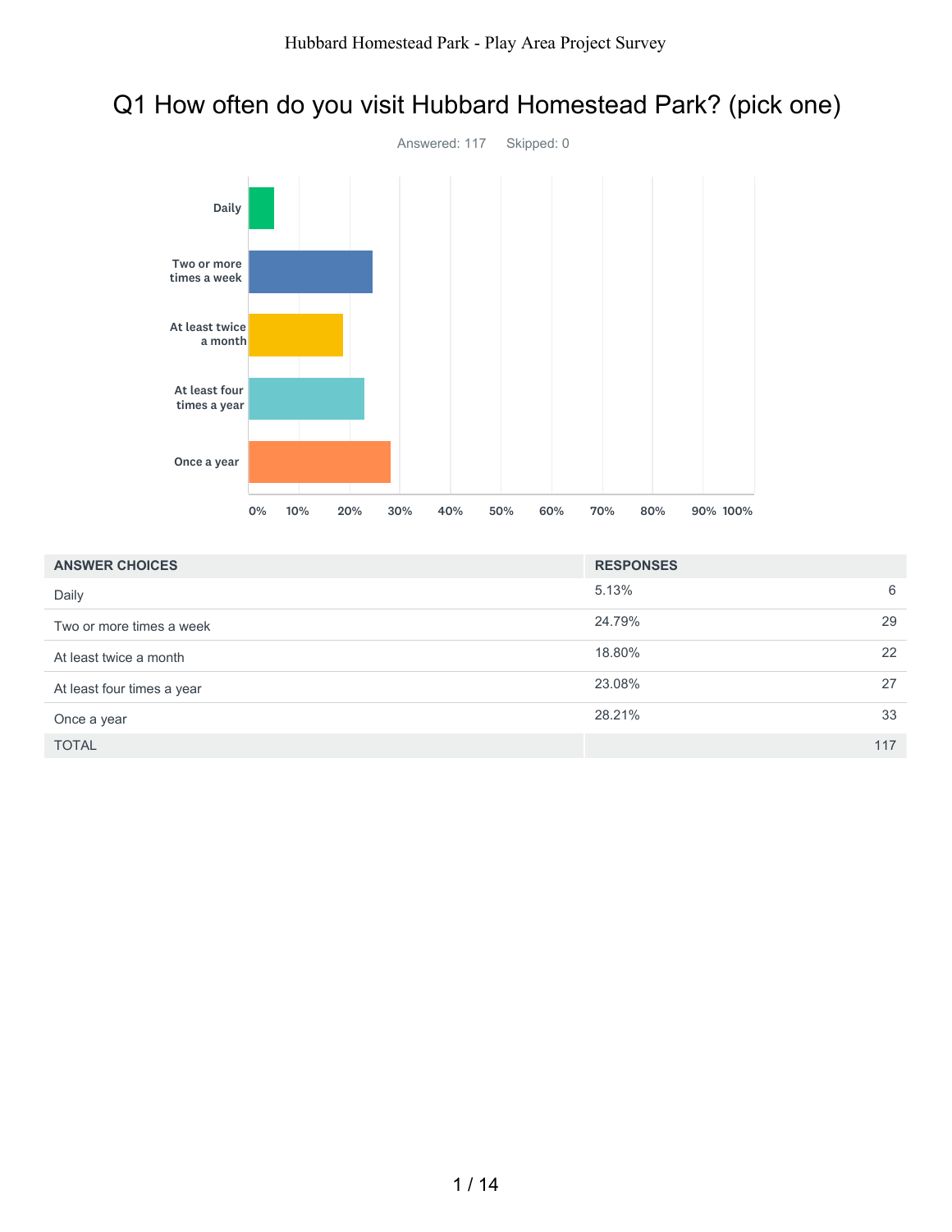# Q1 How often do you visit Hubbard Homestead Park? (pick one)

Answered: 117    Skipped: 0

| ANSWER CHOICES | RESPONSES | |
|---|---|---|
| Daily | 5.13% | 6 |
| Two or more times a week | 24.79% | 29 |
| At least twice a month | 18.80% | 22 |
| At least four times a year | 23.08% | 27 |
| Once a year | 28.21% | 33 |
| TOTAL | | 117 |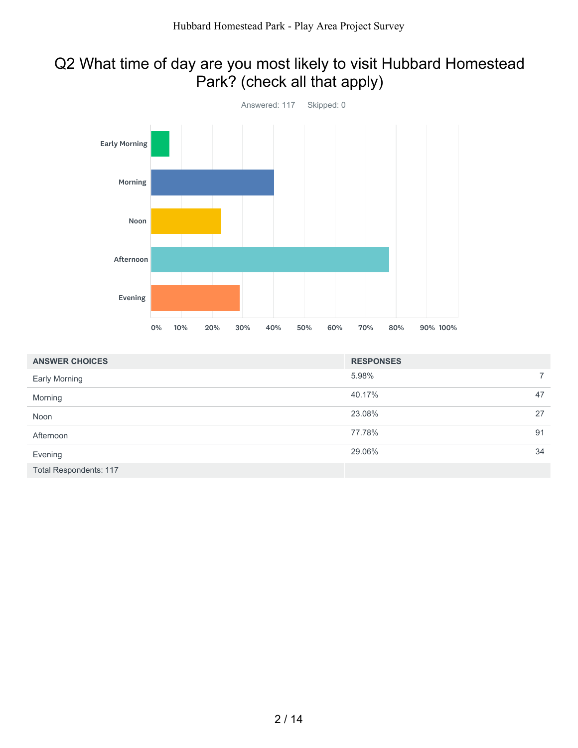# Q2 What time of day are you most likely to visit Hubbard Homestead Park? (check all that apply)

Answered: 117 Skipped: 0

| ANSWER CHOICES | RESPONSES | |
|---|---|---|
| Early Morning | 5.98% | 7 |
| Morning | 40.17% | 47 |
| Noon | 23.08% | 27 |
| Afternoon | 77.78% | 91 |
| Evening | 29.06% | 34 |
| Total Respondents: 117 | | |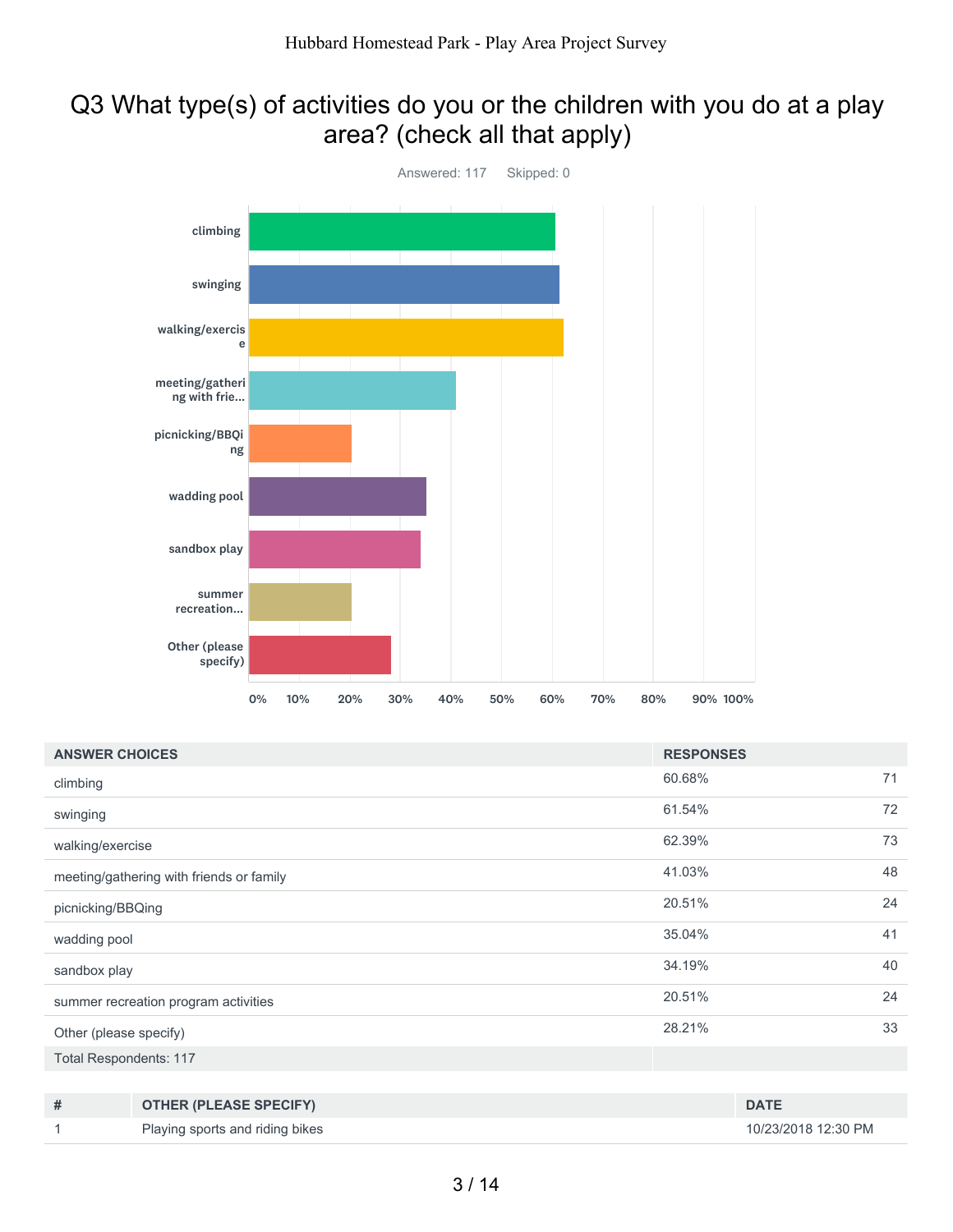# Q3 What type(s) of activities do you or the children with you do at a play area? (check all that apply)

Answered: 117 Skipped: 0

| ANSWER CHOICES | RESPONSES | |
|---|---|---|
| climbing | 60.68% | 71 |
| swinging | 61.54% | 72 |
| walking/exercise | 62.39% | 73 |
| meeting/gathering with friends or family | 41.03% | 48 |
| picnicking/BBQing | 20.51% | 24 |
| wadding pool | 35.04% | 41 |
| sandbox play | 34.19% | 40 |
| summer recreation program activities | 20.51% | 24 |
| Other (please specify) | 28.21% | 33 |
| Total Respondents: 117 | | |

| # | OTHER (PLEASE SPECIFY) | DATE |
|---|---|---|
| 1 | Playing sports and riding bikes | 10/23/2018 12:30 PM |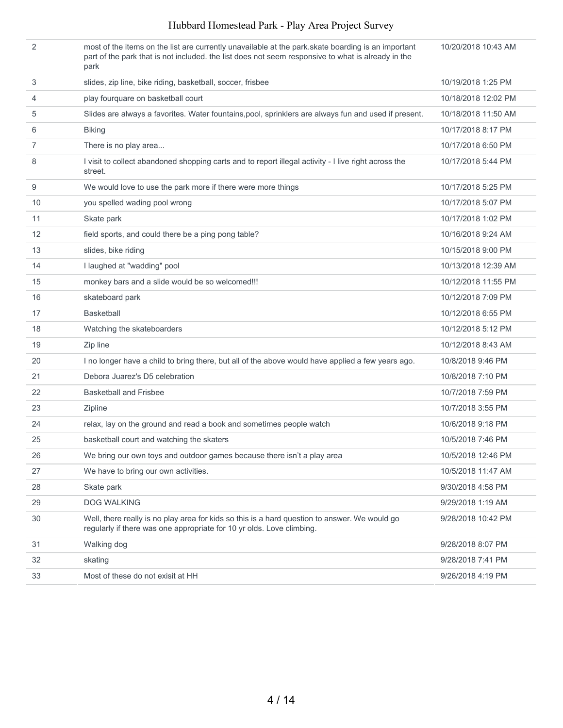| | | |
|---|---|---|
| 2 | most of the items on the list are currently unavailable at the park.skate boarding is an important part of the park that is not included. the list does not seem responsive to what is already in the park | 10/20/2018 10:43 AM |
| 3 | slides, zip line, bike riding, basketball, soccer, frisbee | 10/19/2018 1:25 PM |
| 4 | play fourquare on basketball court | 10/18/2018 12:02 PM |
| 5 | Slides are always a favorites. Water fountains,pool, sprinklers are always fun and used if present. | 10/18/2018 11:50 AM |
| 6 | Biking | 10/17/2018 8:17 PM |
| 7 | There is no play area... | 10/17/2018 6:50 PM |
| 8 | I visit to collect abandoned shopping carts and to report illegal activity - I live right across the street. | 10/17/2018 5:44 PM |
| 9 | We would love to use the park more if there were more things | 10/17/2018 5:25 PM |
| 10 | you spelled wading pool wrong | 10/17/2018 5:07 PM |
| 11 | Skate park | 10/17/2018 1:02 PM |
| 12 | field sports, and could there be a ping pong table? | 10/16/2018 9:24 AM |
| 13 | slides, bike riding | 10/15/2018 9:00 PM |
| 14 | I laughed at "wadding" pool | 10/13/2018 12:39 AM |
| 15 | monkey bars and a slide would be so welcomed!!! | 10/12/2018 11:55 PM |
| 16 | skateboard park | 10/12/2018 7:09 PM |
| 17 | Basketball | 10/12/2018 6:55 PM |
| 18 | Watching the skateboarders | 10/12/2018 5:12 PM |
| 19 | Zip line | 10/12/2018 8:43 AM |
| 20 | I no longer have a child to bring there, but all of the above would have applied a few years ago. | 10/8/2018 9:46 PM |
| 21 | Debora Juarez's D5 celebration | 10/8/2018 7:10 PM |
| 22 | Basketball and Frisbee | 10/7/2018 7:59 PM |
| 23 | Zipline | 10/7/2018 3:55 PM |
| 24 | relax, lay on the ground and read a book and sometimes people watch | 10/6/2018 9:18 PM |
| 25 | basketball court and watching the skaters | 10/5/2018 7:46 PM |
| 26 | We bring our own toys and outdoor games because there isn't a play area | 10/5/2018 12:46 PM |
| 27 | We have to bring our own activities. | 10/5/2018 11:47 AM |
| 28 | Skate park | 9/30/2018 4:58 PM |
| 29 | DOG WALKING | 9/29/2018 1:19 AM |
| 30 | Well, there really is no play area for kids so this is a hard question to answer. We would go regularly if there was one appropriate for 10 yr olds. Love climbing. | 9/28/2018 10:42 PM |
| 31 | Walking dog | 9/28/2018 8:07 PM |
| 32 | skating | 9/28/2018 7:41 PM |
| 33 | Most of these do not exisit at HH | 9/26/2018 4:19 PM |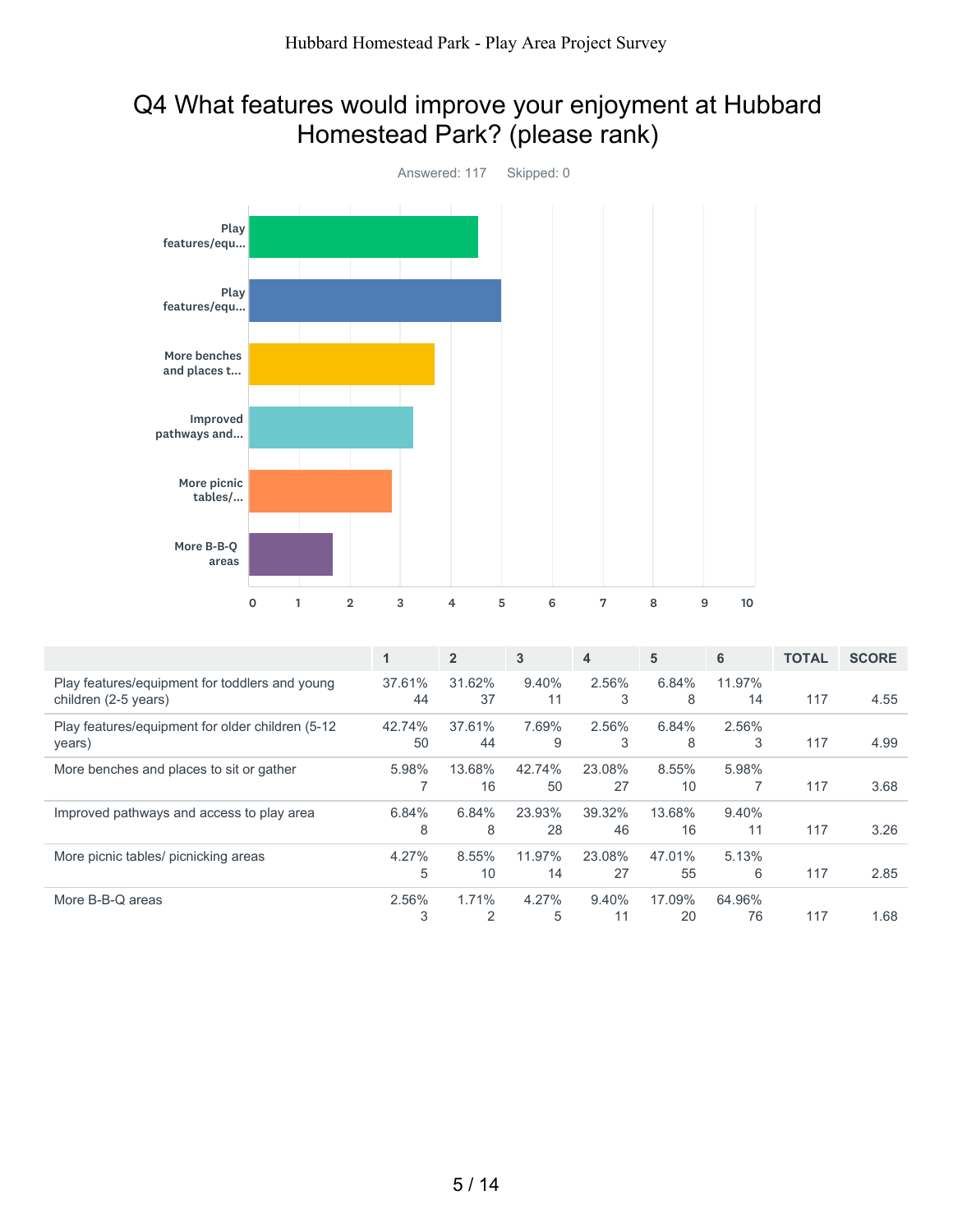## Q4 What features would improve your enjoyment at Hubbard Homestead Park? (please rank)

Answered: 117 Skipped: 0

| | 1 | 2 | 3 | 4 | 5 | 6 | TOTAL | SCORE |
|---|---|---|---|---|---|---|---|---|
| Play features/equipment for toddlers and young children (2-5 years) | 37.61% 44 | 31.62% 37 | 9.40% 11 | 2.56% 3 | 6.84% 8 | 11.97% 14 | 117 | 4.55 |
| Play features/equipment for older children (5-12 years) | 42.74% 50 | 37.61% 44 | 7.69% 9 | 2.56% 3 | 6.84% 8 | 2.56% 3 | 117 | 4.99 |
| More benches and places to sit or gather | 5.98% 7 | 13.68% 16 | 42.74% 50 | 23.08% 27 | 8.55% 10 | 5.98% 7 | 117 | 3.68 |
| Improved pathways and access to play area | 6.84% 8 | 6.84% 8 | 23.93% 28 | 39.32% 46 | 13.68% 16 | 9.40% 11 | 117 | 3.26 |
| More picnic tables/ picnicking areas | 4.27% 5 | 8.55% 10 | 11.97% 14 | 23.08% 27 | 47.01% 55 | 5.13% 6 | 117 | 2.85 |
| More B-B-Q areas | 2.56% 3 | 1.71% 2 | 4.27% 5 | 9.40% 11 | 17.09% 20 | 64.96% 76 | 117 | 1.68 |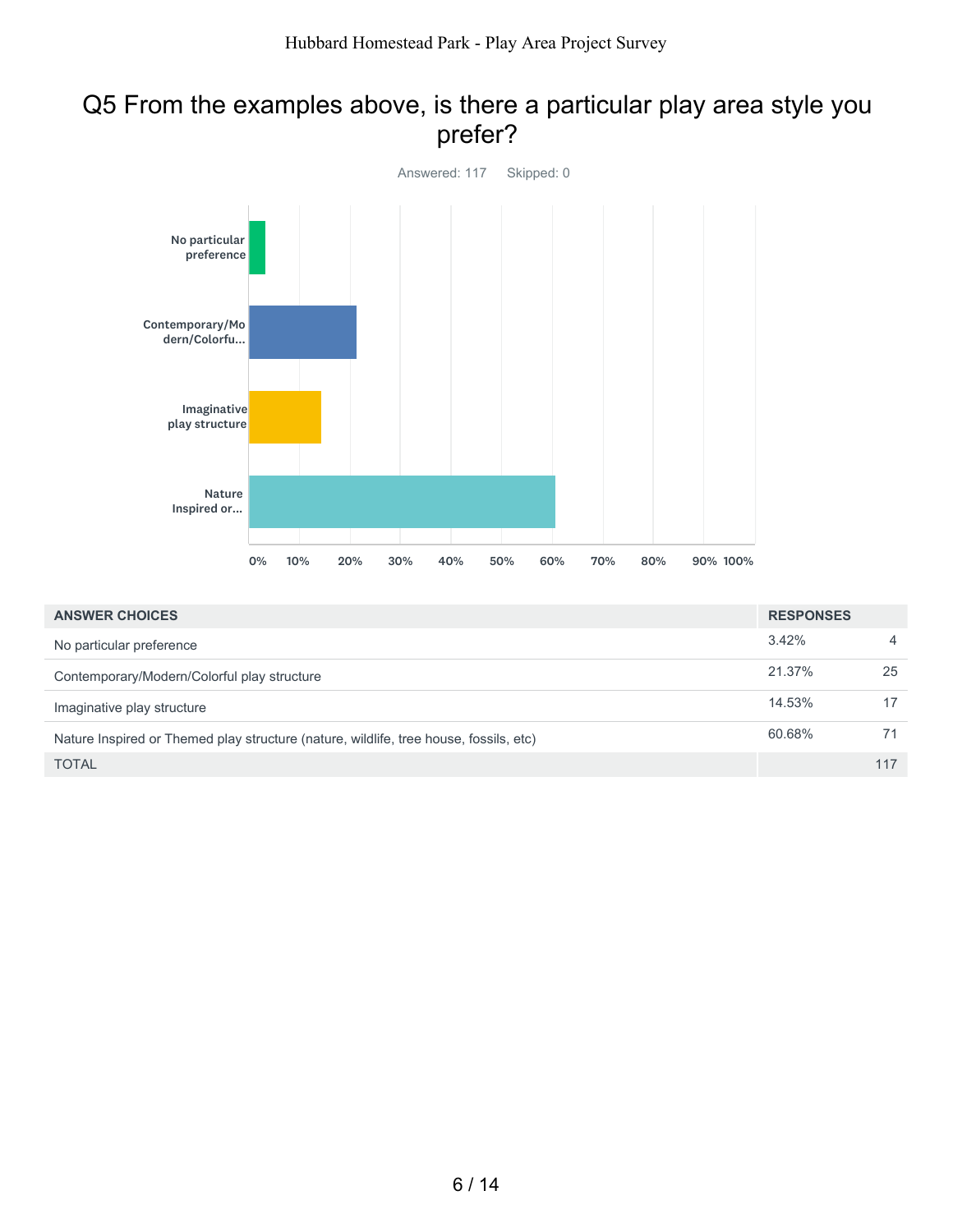## Q5 From the examples above, is there a particular play area style you prefer?

Answered: 117 Skipped: 0

| ANSWER CHOICES | RESPONSES | |
|---|---|---|
| No particular preference | 3.42% | 4 |
| Contemporary/Modern/Colorful play structure | 21.37% | 25 |
| Imaginative play structure | 14.53% | 17 |
| Nature Inspired or Themed play structure (nature, wildlife, tree house, fossils, etc) | 60.68% | 71 |
| TOTAL | | 117 |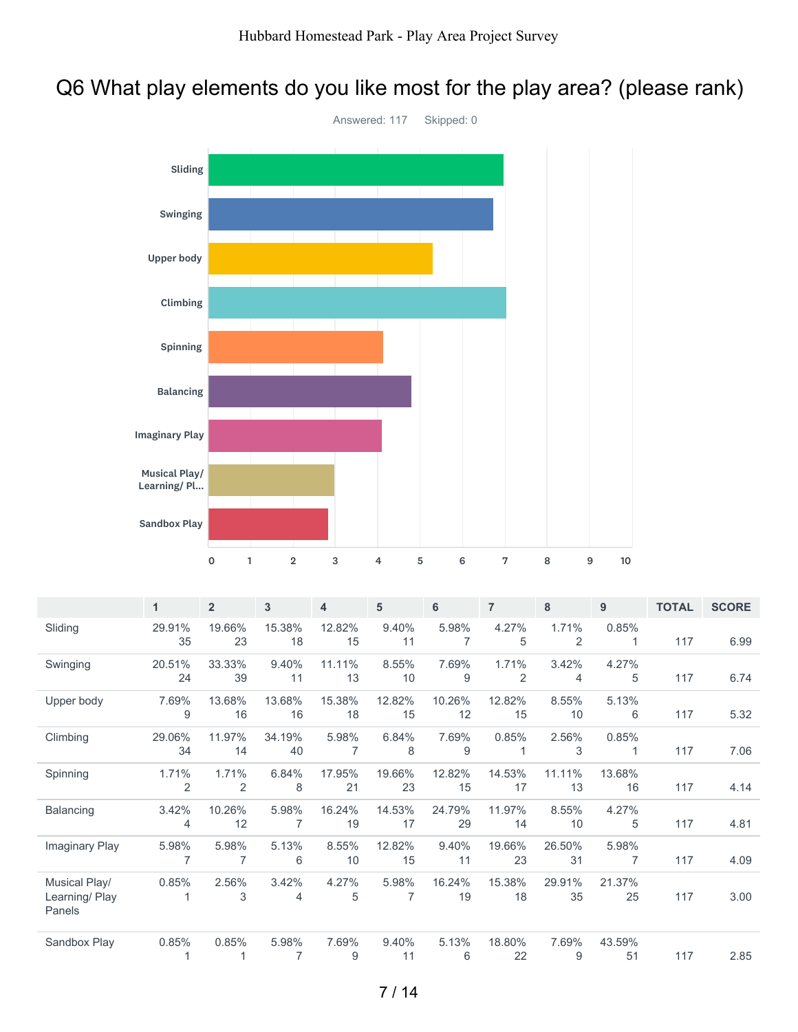# Q6 What play elements do you like most for the play area? (please rank)

Answered: 117 Skipped: 0

| | 1 | 2 | 3 | 4 | 5 | 6 | 7 | 8 | 9 | TOTAL | SCORE |
|---|---|---|---|---|---|---|---|---|---|---|---|
| Sliding | 29.91% 35 | 19.66% 23 | 15.38% 18 | 12.82% 15 | 9.40% 11 | 5.98% 7 | 4.27% 5 | 1.71% 2 | 0.85% 1 | 117 | 6.99 |
| Swinging | 20.51% 24 | 33.33% 39 | 9.40% 11 | 11.11% 13 | 8.55% 10 | 7.69% 9 | 1.71% 2 | 3.42% 4 | 4.27% 5 | 117 | 6.74 |
| Upper body | 7.69% 9 | 13.68% 16 | 13.68% 16 | 15.38% 18 | 12.82% 15 | 10.26% 12 | 12.82% 15 | 8.55% 10 | 5.13% 6 | 117 | 5.32 |
| Climbing | 29.06% 34 | 11.97% 14 | 34.19% 40 | 5.98% 7 | 6.84% 8 | 7.69% 9 | 0.85% 1 | 2.56% 3 | 0.85% 1 | 117 | 7.06 |
| Spinning | 1.71% 2 | 1.71% 2 | 6.84% 8 | 17.95% 21 | 19.66% 23 | 12.82% 15 | 14.53% 17 | 11.11% 13 | 13.68% 16 | 117 | 4.14 |
| Balancing | 3.42% 4 | 10.26% 12 | 5.98% 7 | 16.24% 19 | 14.53% 17 | 24.79% 29 | 11.97% 14 | 8.55% 10 | 4.27% 5 | 117 | 4.81 |
| Imaginary Play | 5.98% 7 | 5.98% 7 | 5.13% 6 | 8.55% 10 | 12.82% 15 | 9.40% 11 | 19.66% 23 | 26.50% 31 | 5.98% 7 | 117 | 4.09 |
| Musical Play/ Learning/ Play Panels | 0.85% 1 | 2.56% 3 | 3.42% 4 | 4.27% 5 | 5.98% 7 | 16.24% 19 | 15.38% 18 | 29.91% 35 | 21.37% 25 | 117 | 3.00 |
| Sandbox Play | 0.85% 1 | 0.85% 1 | 5.98% 7 | 7.69% 9 | 9.40% 11 | 5.13% 6 | 18.80% 22 | 7.69% 9 | 43.59% 51 | 117 | 2.85 |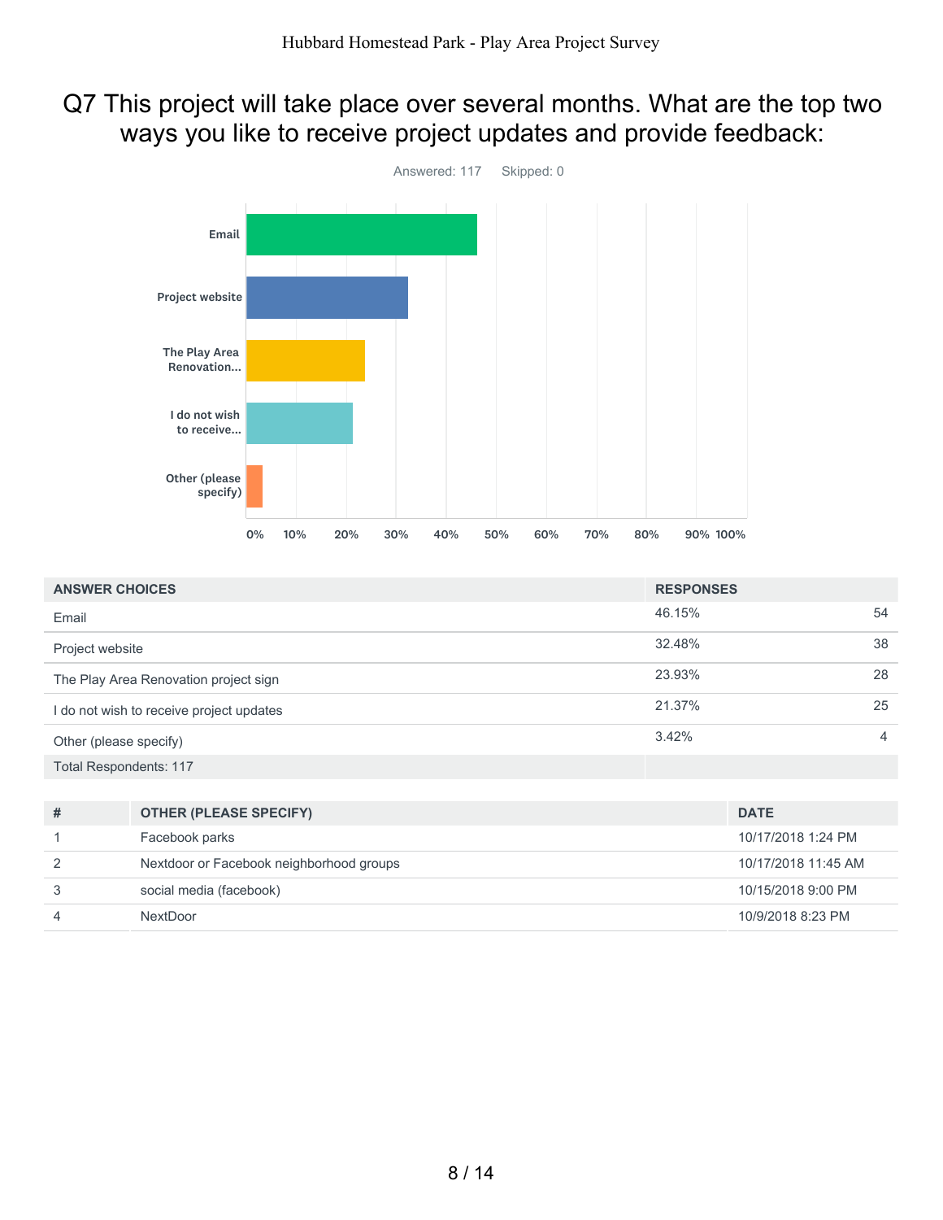# Q7 This project will take place over several months. What are the top two ways you like to receive project updates and provide feedback:

Answered: 117 Skipped: 0

| ANSWER CHOICES | RESPONSES | |
|---|---|---|
| Email | 46.15% | 54 |
| Project website | 32.48% | 38 |
| The Play Area Renovation project sign | 23.93% | 28 |
| I do not wish to receive project updates | 21.37% | 25 |
| Other (please specify) | 3.42% | 4 |
| Total Respondents: 117 | | |

| # | OTHER (PLEASE SPECIFY) | DATE |
|---|---|---|
| 1 | Facebook parks | 10/17/2018 1:24 PM |
| 2 | Nextdoor or Facebook neighborhood groups | 10/17/2018 11:45 AM |
| 3 | social media (facebook) | 10/15/2018 9:00 PM |
| 4 | NextDoor | 10/9/2018 8:23 PM |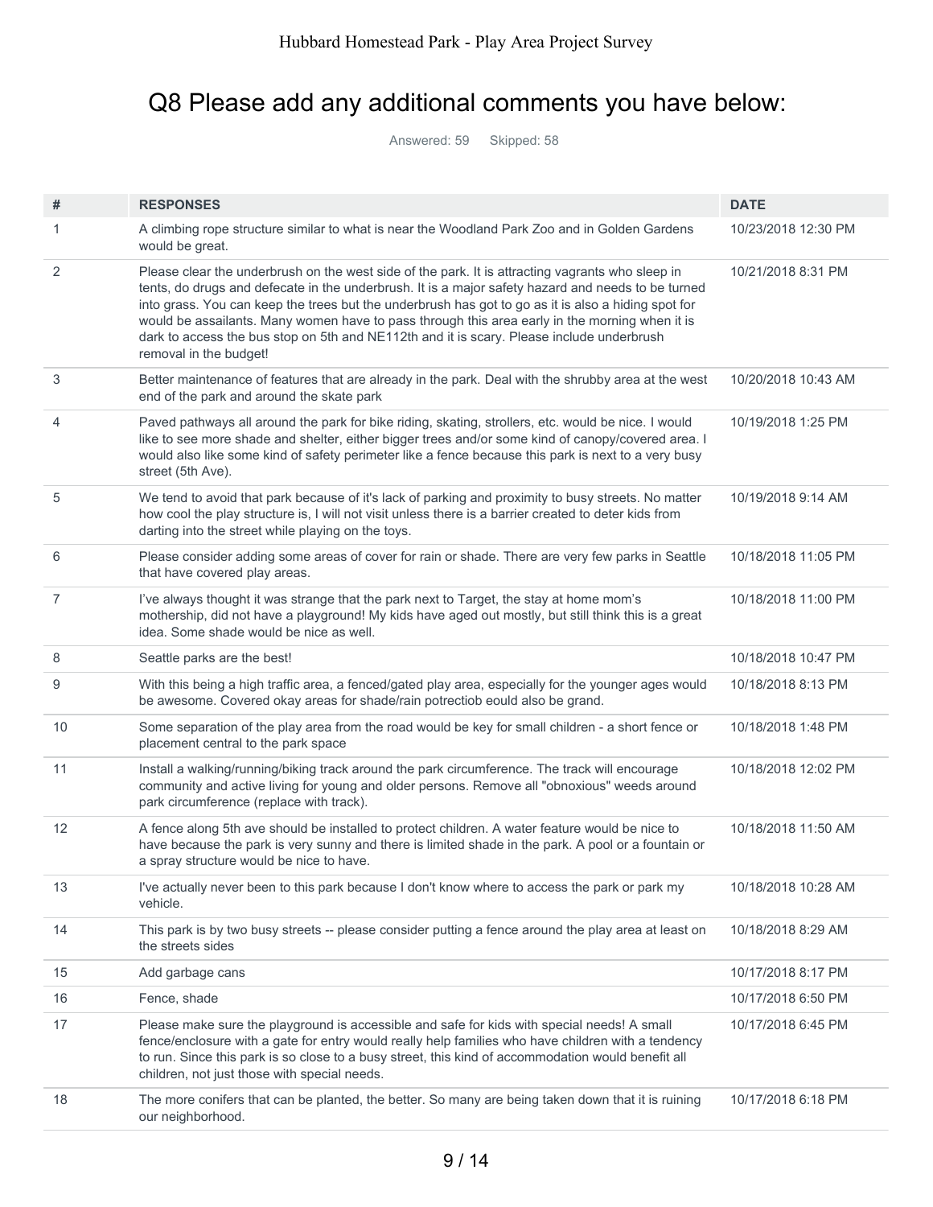# Q8 Please add any additional comments you have below:

Answered: 59 Skipped: 58

| # | RESPONSES | DATE |
|---|---|---|
| 1 | A climbing rope structure similar to what is near the Woodland Park Zoo and in Golden Gardens would be great. | 10/23/2018 12:30 PM |
| 2 | Please clear the underbrush on the west side of the park. It is attracting vagrants who sleep in tents, do drugs and defecate in the underbrush. It is a major safety hazard and needs to be turned into grass. You can keep the trees but the underbrush has got to go as it is also a hiding spot for would be assailants. Many women have to pass through this area early in the morning when it is dark to access the bus stop on 5th and NE112th and it is scary. Please include underbrush removal in the budget! | 10/21/2018 8:31 PM |
| 3 | Better maintenance of features that are already in the park. Deal with the shrubby area at the west end of the park and around the skate park | 10/20/2018 10:43 AM |
| 4 | Paved pathways all around the park for bike riding, skating, strollers, etc. would be nice. I would like to see more shade and shelter, either bigger trees and/or some kind of canopy/covered area. I would also like some kind of safety perimeter like a fence because this park is next to a very busy street (5th Ave). | 10/19/2018 1:25 PM |
| 5 | We tend to avoid that park because of it's lack of parking and proximity to busy streets. No matter how cool the play structure is, I will not visit unless there is a barrier created to deter kids from darting into the street while playing on the toys. | 10/19/2018 9:14 AM |
| 6 | Please consider adding some areas of cover for rain or shade. There are very few parks in Seattle that have covered play areas. | 10/18/2018 11:05 PM |
| 7 | I've always thought it was strange that the park next to Target, the stay at home mom's mothership, did not have a playground! My kids have aged out mostly, but still think this is a great idea. Some shade would be nice as well. | 10/18/2018 11:00 PM |
| 8 | Seattle parks are the best! | 10/18/2018 10:47 PM |
| 9 | With this being a high traffic area, a fenced/gated play area, especially for the younger ages would be awesome. Covered okay areas for shade/rain potrectiob eould also be grand. | 10/18/2018 8:13 PM |
| 10 | Some separation of the play area from the road would be key for small children - a short fence or placement central to the park space | 10/18/2018 1:48 PM |
| 11 | Install a walking/running/biking track around the park circumference. The track will encourage community and active living for young and older persons. Remove all "obnoxious" weeds around park circumference (replace with track). | 10/18/2018 12:02 PM |
| 12 | A fence along 5th ave should be installed to protect children. A water feature would be nice to have because the park is very sunny and there is limited shade in the park. A pool or a fountain or a spray structure would be nice to have. | 10/18/2018 11:50 AM |
| 13 | I've actually never been to this park because I don't know where to access the park or park my vehicle. | 10/18/2018 10:28 AM |
| 14 | This park is by two busy streets -- please consider putting a fence around the play area at least on the streets sides | 10/18/2018 8:29 AM |
| 15 | Add garbage cans | 10/17/2018 8:17 PM |
| 16 | Fence, shade | 10/17/2018 6:50 PM |
| 17 | Please make sure the playground is accessible and safe for kids with special needs! A small fence/enclosure with a gate for entry would really help families who have children with a tendency to run. Since this park is so close to a busy street, this kind of accommodation would benefit all children, not just those with special needs. | 10/17/2018 6:45 PM |
| 18 | The more conifers that can be planted, the better. So many are being taken down that it is ruining our neighborhood. | 10/17/2018 6:18 PM |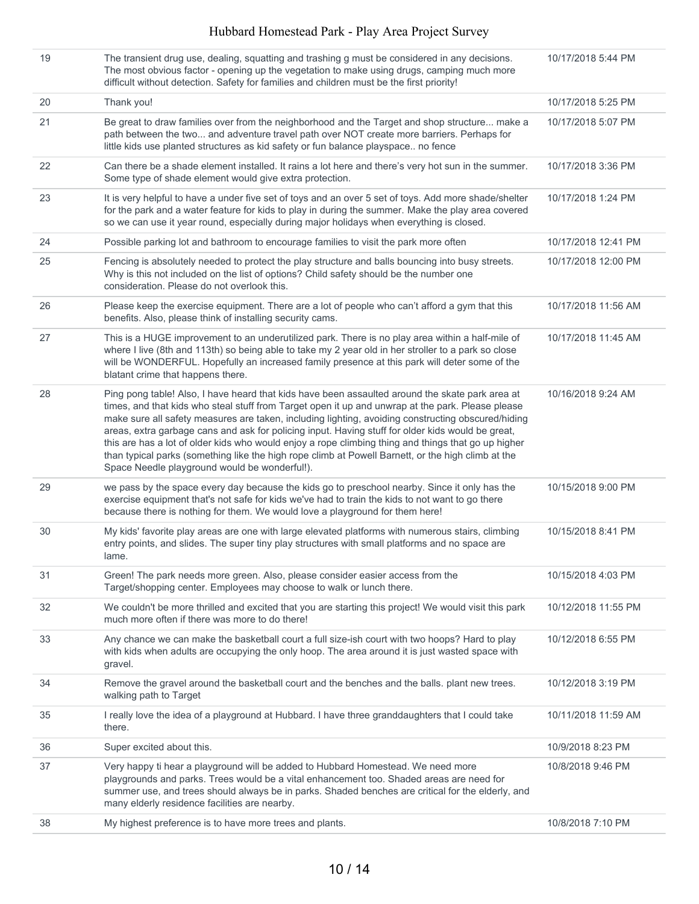| | | |
|---|---|---|
| 19 | The transient drug use, dealing, squatting and trashing g must be considered in any decisions. The most obvious factor - opening up the vegetation to make using drugs, camping much more difficult without detection. Safety for families and children must be the first priority! | 10/17/2018 5:44 PM |
| 20 | Thank you! | 10/17/2018 5:25 PM |
| 21 | Be great to draw families over from the neighborhood and the Target and shop structure... make a path between the two... and adventure travel path over NOT create more barriers. Perhaps for little kids use planted structures as kid safety or fun balance playspace.. no fence | 10/17/2018 5:07 PM |
| 22 | Can there be a shade element installed. It rains a lot here and there's very hot sun in the summer. Some type of shade element would give extra protection. | 10/17/2018 3:36 PM |
| 23 | It is very helpful to have a under five set of toys and an over 5 set of toys. Add more shade/shelter for the park and a water feature for kids to play in during the summer. Make the play area covered so we can use it year round, especially during major holidays when everything is closed. | 10/17/2018 1:24 PM |
| 24 | Possible parking lot and bathroom to encourage families to visit the park more often | 10/17/2018 12:41 PM |
| 25 | Fencing is absolutely needed to protect the play structure and balls bouncing into busy streets. Why is this not included on the list of options? Child safety should be the number one consideration. Please do not overlook this. | 10/17/2018 12:00 PM |
| 26 | Please keep the exercise equipment. There are a lot of people who can't afford a gym that this benefits. Also, please think of installing security cams. | 10/17/2018 11:56 AM |
| 27 | This is a HUGE improvement to an underutilized park. There is no play area within a half-mile of where I live (8th and 113th) so being able to take my 2 year old in her stroller to a park so close will be WONDERFUL. Hopefully an increased family presence at this park will deter some of the blatant crime that happens there. | 10/17/2018 11:45 AM |
| 28 | Ping pong table! Also, I have heard that kids have been assaulted around the skate park area at times, and that kids who steal stuff from Target open it up and unwrap at the park. Please please make sure all safety measures are taken, including lighting, avoiding constructing obscured/hiding areas, extra garbage cans and ask for policing input. Having stuff for older kids would be great, this are has a lot of older kids who would enjoy a rope climbing thing and things that go up higher than typical parks (something like the high rope climb at Powell Barnett, or the high climb at the Space Needle playground would be wonderful!). | 10/16/2018 9:24 AM |
| 29 | we pass by the space every day because the kids go to preschool nearby. Since it only has the exercise equipment that's not safe for kids we've had to train the kids to not want to go there because there is nothing for them. We would love a playground for them here! | 10/15/2018 9:00 PM |
| 30 | My kids' favorite play areas are one with large elevated platforms with numerous stairs, climbing entry points, and slides. The super tiny play structures with small platforms and no space are lame. | 10/15/2018 8:41 PM |
| 31 | Green! The park needs more green. Also, please consider easier access from the Target/shopping center. Employees may choose to walk or lunch there. | 10/15/2018 4:03 PM |
| 32 | We couldn't be more thrilled and excited that you are starting this project! We would visit this park much more often if there was more to do there! | 10/12/2018 11:55 PM |
| 33 | Any chance we can make the basketball court a full size-ish court with two hoops? Hard to play with kids when adults are occupying the only hoop. The area around it is just wasted space with gravel. | 10/12/2018 6:55 PM |
| 34 | Remove the gravel around the basketball court and the benches and the balls. plant new trees. walking path to Target | 10/12/2018 3:19 PM |
| 35 | I really love the idea of a playground at Hubbard. I have three granddaughters that I could take there. | 10/11/2018 11:59 AM |
| 36 | Super excited about this. | 10/9/2018 8:23 PM |
| 37 | Very happy ti hear a playground will be added to Hubbard Homestead. We need more playgrounds and parks. Trees would be a vital enhancement too. Shaded areas are need for summer use, and trees should always be in parks. Shaded benches are critical for the elderly, and many elderly residence facilities are nearby. | 10/8/2018 9:46 PM |
| 38 | My highest preference is to have more trees and plants. | 10/8/2018 7:10 PM |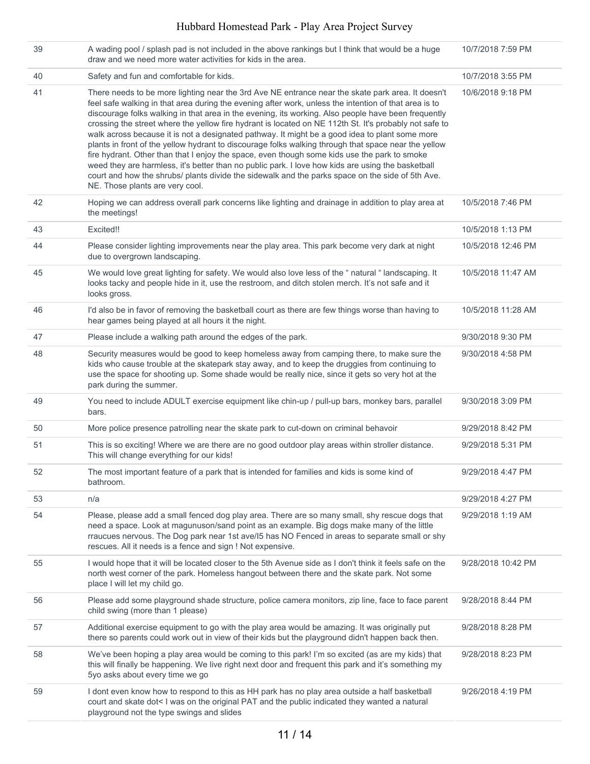| | | |
|---|---|---|
| 39 | A wading pool / splash pad is not included in the above rankings but I think that would be a huge draw and we need more water activities for kids in the area. | 10/7/2018 7:59 PM |
| 40 | Safety and fun and comfortable for kids. | 10/7/2018 3:55 PM |
| 41 | There needs to be more lighting near the 3rd Ave NE entrance near the skate park area. It doesn't feel safe walking in that area during the evening after work, unless the intention of that area is to discourage folks walking in that area in the evening, its working. Also people have been frequently crossing the street where the yellow fire hydrant is located on NE 112th St. It's probably not safe to walk across because it is not a designated pathway. It might be a good idea to plant some more plants in front of the yellow hydrant to discourage folks walking through that space near the yellow fire hydrant. Other than that I enjoy the space, even though some kids use the park to smoke weed they are harmless, it's better than no public park. I love how kids are using the basketball court and how the shrubs/ plants divide the sidewalk and the parks space on the side of 5th Ave. NE. Those plants are very cool. | 10/6/2018 9:18 PM |
| 42 | Hoping we can address overall park concerns like lighting and drainage in addition to play area at the meetings! | 10/5/2018 7:46 PM |
| 43 | Excited!! | 10/5/2018 1:13 PM |
| 44 | Please consider lighting improvements near the play area. This park become very dark at night due to overgrown landscaping. | 10/5/2018 12:46 PM |
| 45 | We would love great lighting for safety. We would also love less of the " natural " landscaping. It looks tacky and people hide in it, use the restroom, and ditch stolen merch. It's not safe and it looks gross. | 10/5/2018 11:47 AM |
| 46 | I'd also be in favor of removing the basketball court as there are few things worse than having to hear games being played at all hours it the night. | 10/5/2018 11:28 AM |
| 47 | Please include a walking path around the edges of the park. | 9/30/2018 9:30 PM |
| 48 | Security measures would be good to keep homeless away from camping there, to make sure the kids who cause trouble at the skatepark stay away, and to keep the druggies from continuing to use the space for shooting up. Some shade would be really nice, since it gets so very hot at the park during the summer. | 9/30/2018 4:58 PM |
| 49 | You need to include ADULT exercise equipment like chin-up / pull-up bars, monkey bars, parallel bars. | 9/30/2018 3:09 PM |
| 50 | More police presence patrolling near the skate park to cut-down on criminal behavoir | 9/29/2018 8:42 PM |
| 51 | This is so exciting! Where we are there are no good outdoor play areas within stroller distance. This will change everything for our kids! | 9/29/2018 5:31 PM |
| 52 | The most important feature of a park that is intended for families and kids is some kind of bathroom. | 9/29/2018 4:47 PM |
| 53 | n/a | 9/29/2018 4:27 PM |
| 54 | Please, please add a small fenced dog play area. There are so many small, shy rescue dogs that need a space. Look at magunuson/sand point as an example. Big dogs make many of the little rraucues nervous. The Dog park near 1st ave/I5 has NO Fenced in areas to separate small or shy rescues. All it needs is a fence and sign ! Not expensive. | 9/29/2018 1:19 AM |
| 55 | I would hope that it will be located closer to the 5th Avenue side as I don't think it feels safe on the north west corner of the park. Homeless hangout between there and the skate park. Not some place I will let my child go. | 9/28/2018 10:42 PM |
| 56 | Please add some playground shade structure, police camera monitors, zip line, face to face parent child swing (more than 1 please) | 9/28/2018 8:44 PM |
| 57 | Additional exercise equipment to go with the play area would be amazing. It was originally put there so parents could work out in view of their kids but the playground didn't happen back then. | 9/28/2018 8:28 PM |
| 58 | We've been hoping a play area would be coming to this park! I'm so excited (as are my kids) that this will finally be happening. We live right next door and frequent this park and it's something my 5yo asks about every time we go | 9/28/2018 8:23 PM |
| 59 | I dont even know how to respond to this as HH park has no play area outside a half basketball court and skate dot< I was on the original PAT and the public indicated they wanted a natural playground not the type swings and slides | 9/26/2018 4:19 PM |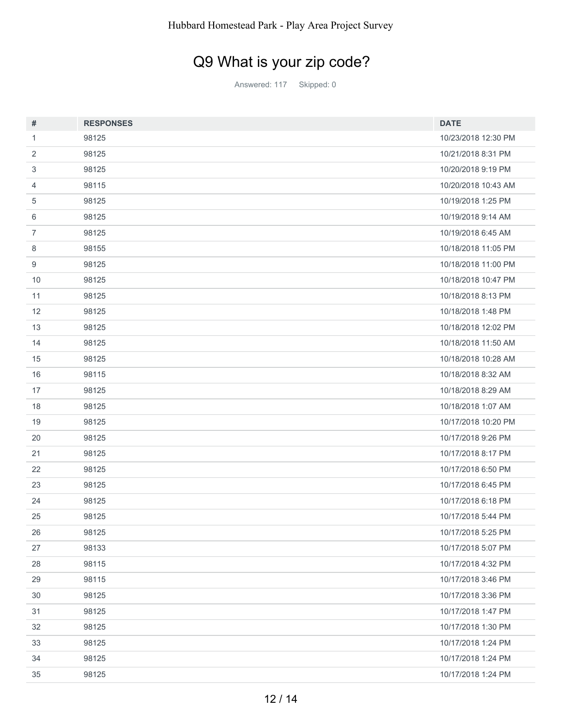## Q9 What is your zip code?

Answered: 117 Skipped: 0

| # | RESPONSES | DATE |
|---|---|---|
| 1 | 98125 | 10/23/2018 12:30 PM |
| 2 | 98125 | 10/21/2018 8:31 PM |
| 3 | 98125 | 10/20/2018 9:19 PM |
| 4 | 98115 | 10/20/2018 10:43 AM |
| 5 | 98125 | 10/19/2018 1:25 PM |
| 6 | 98125 | 10/19/2018 9:14 AM |
| 7 | 98125 | 10/19/2018 6:45 AM |
| 8 | 98155 | 10/18/2018 11:05 PM |
| 9 | 98125 | 10/18/2018 11:00 PM |
| 10 | 98125 | 10/18/2018 10:47 PM |
| 11 | 98125 | 10/18/2018 8:13 PM |
| 12 | 98125 | 10/18/2018 1:48 PM |
| 13 | 98125 | 10/18/2018 12:02 PM |
| 14 | 98125 | 10/18/2018 11:50 AM |
| 15 | 98125 | 10/18/2018 10:28 AM |
| 16 | 98115 | 10/18/2018 8:32 AM |
| 17 | 98125 | 10/18/2018 8:29 AM |
| 18 | 98125 | 10/18/2018 1:07 AM |
| 19 | 98125 | 10/17/2018 10:20 PM |
| 20 | 98125 | 10/17/2018 9:26 PM |
| 21 | 98125 | 10/17/2018 8:17 PM |
| 22 | 98125 | 10/17/2018 6:50 PM |
| 23 | 98125 | 10/17/2018 6:45 PM |
| 24 | 98125 | 10/17/2018 6:18 PM |
| 25 | 98125 | 10/17/2018 5:44 PM |
| 26 | 98125 | 10/17/2018 5:25 PM |
| 27 | 98133 | 10/17/2018 5:07 PM |
| 28 | 98115 | 10/17/2018 4:32 PM |
| 29 | 98115 | 10/17/2018 3:46 PM |
| 30 | 98125 | 10/17/2018 3:36 PM |
| 31 | 98125 | 10/17/2018 1:47 PM |
| 32 | 98125 | 10/17/2018 1:30 PM |
| 33 | 98125 | 10/17/2018 1:24 PM |
| 34 | 98125 | 10/17/2018 1:24 PM |
| 35 | 98125 | 10/17/2018 1:24 PM |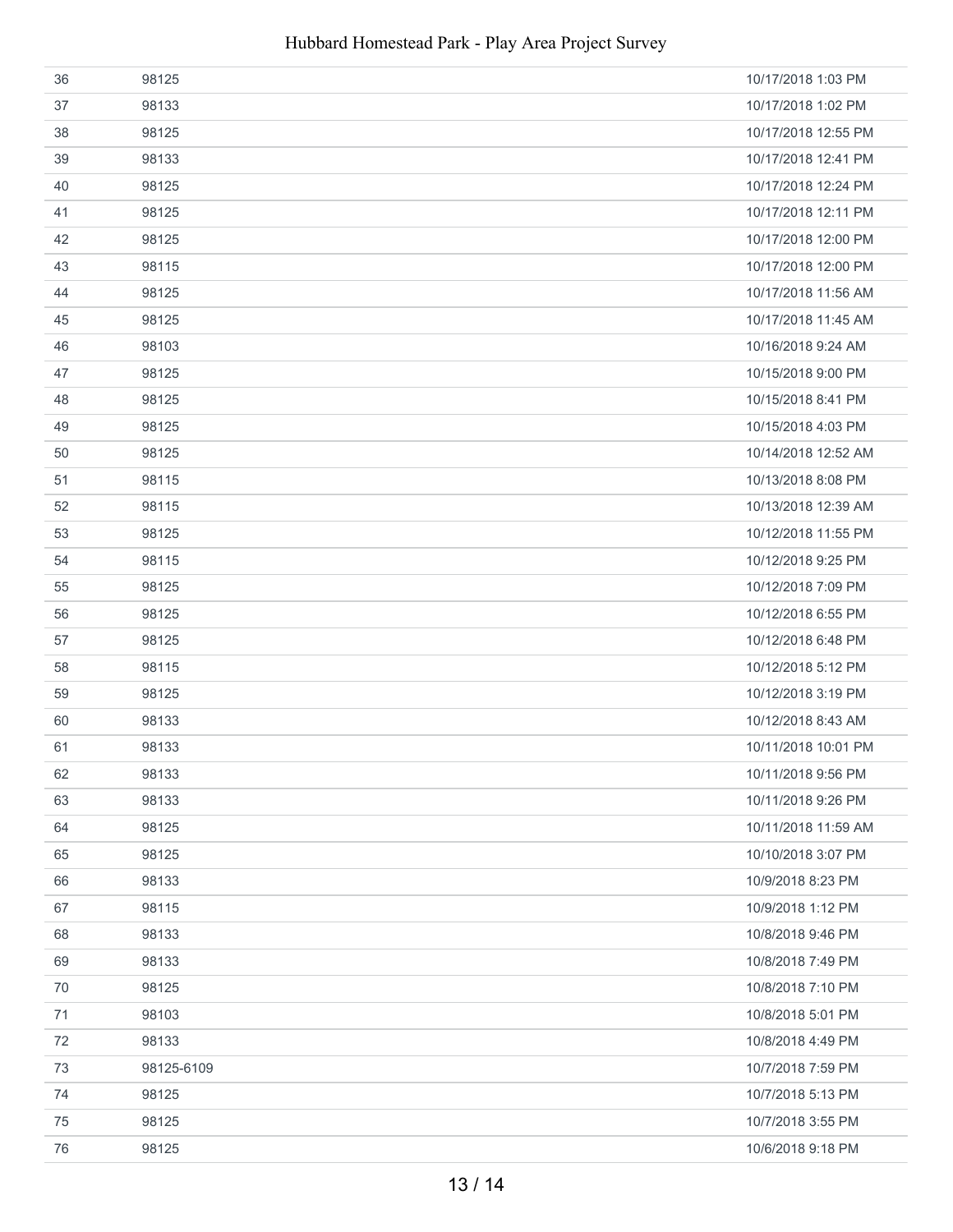| | | |
|---|---|---|
| 36 | 98125 | 10/17/2018 1:03 PM |
| 37 | 98133 | 10/17/2018 1:02 PM |
| 38 | 98125 | 10/17/2018 12:55 PM |
| 39 | 98133 | 10/17/2018 12:41 PM |
| 40 | 98125 | 10/17/2018 12:24 PM |
| 41 | 98125 | 10/17/2018 12:11 PM |
| 42 | 98125 | 10/17/2018 12:00 PM |
| 43 | 98115 | 10/17/2018 12:00 PM |
| 44 | 98125 | 10/17/2018 11:56 AM |
| 45 | 98125 | 10/17/2018 11:45 AM |
| 46 | 98103 | 10/16/2018 9:24 AM |
| 47 | 98125 | 10/15/2018 9:00 PM |
| 48 | 98125 | 10/15/2018 8:41 PM |
| 49 | 98125 | 10/15/2018 4:03 PM |
| 50 | 98125 | 10/14/2018 12:52 AM |
| 51 | 98115 | 10/13/2018 8:08 PM |
| 52 | 98115 | 10/13/2018 12:39 AM |
| 53 | 98125 | 10/12/2018 11:55 PM |
| 54 | 98115 | 10/12/2018 9:25 PM |
| 55 | 98125 | 10/12/2018 7:09 PM |
| 56 | 98125 | 10/12/2018 6:55 PM |
| 57 | 98125 | 10/12/2018 6:48 PM |
| 58 | 98115 | 10/12/2018 5:12 PM |
| 59 | 98125 | 10/12/2018 3:19 PM |
| 60 | 98133 | 10/12/2018 8:43 AM |
| 61 | 98133 | 10/11/2018 10:01 PM |
| 62 | 98133 | 10/11/2018 9:56 PM |
| 63 | 98133 | 10/11/2018 9:26 PM |
| 64 | 98125 | 10/11/2018 11:59 AM |
| 65 | 98125 | 10/10/2018 3:07 PM |
| 66 | 98133 | 10/9/2018 8:23 PM |
| 67 | 98115 | 10/9/2018 1:12 PM |
| 68 | 98133 | 10/8/2018 9:46 PM |
| 69 | 98133 | 10/8/2018 7:49 PM |
| 70 | 98125 | 10/8/2018 7:10 PM |
| 71 | 98103 | 10/8/2018 5:01 PM |
| 72 | 98133 | 10/8/2018 4:49 PM |
| 73 | 98125-6109 | 10/7/2018 7:59 PM |
| 74 | 98125 | 10/7/2018 5:13 PM |
| 75 | 98125 | 10/7/2018 3:55 PM |
| 76 | 98125 | 10/6/2018 9:18 PM |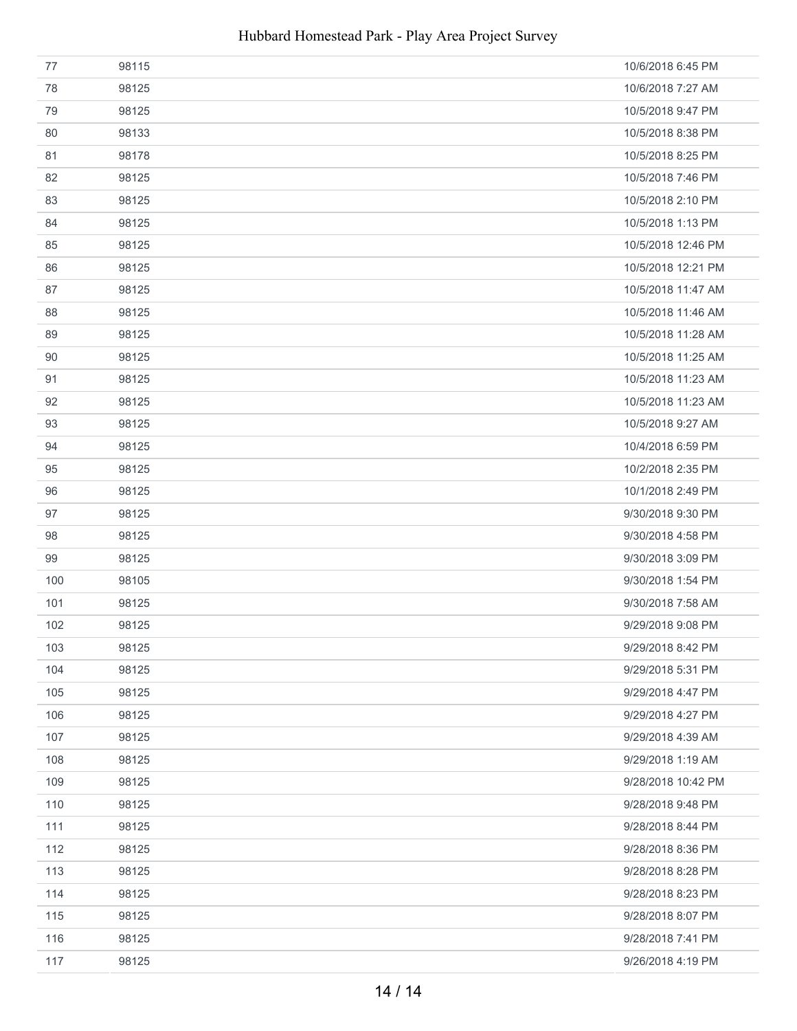| | | |
|---|---|---|
| 77 | 98115 | 10/6/2018 6:45 PM |
| 78 | 98125 | 10/6/2018 7:27 AM |
| 79 | 98125 | 10/5/2018 9:47 PM |
| 80 | 98133 | 10/5/2018 8:38 PM |
| 81 | 98178 | 10/5/2018 8:25 PM |
| 82 | 98125 | 10/5/2018 7:46 PM |
| 83 | 98125 | 10/5/2018 2:10 PM |
| 84 | 98125 | 10/5/2018 1:13 PM |
| 85 | 98125 | 10/5/2018 12:46 PM |
| 86 | 98125 | 10/5/2018 12:21 PM |
| 87 | 98125 | 10/5/2018 11:47 AM |
| 88 | 98125 | 10/5/2018 11:46 AM |
| 89 | 98125 | 10/5/2018 11:28 AM |
| 90 | 98125 | 10/5/2018 11:25 AM |
| 91 | 98125 | 10/5/2018 11:23 AM |
| 92 | 98125 | 10/5/2018 11:23 AM |
| 93 | 98125 | 10/5/2018 9:27 AM |
| 94 | 98125 | 10/4/2018 6:59 PM |
| 95 | 98125 | 10/2/2018 2:35 PM |
| 96 | 98125 | 10/1/2018 2:49 PM |
| 97 | 98125 | 9/30/2018 9:30 PM |
| 98 | 98125 | 9/30/2018 4:58 PM |
| 99 | 98125 | 9/30/2018 3:09 PM |
| 100 | 98105 | 9/30/2018 1:54 PM |
| 101 | 98125 | 9/30/2018 7:58 AM |
| 102 | 98125 | 9/29/2018 9:08 PM |
| 103 | 98125 | 9/29/2018 8:42 PM |
| 104 | 98125 | 9/29/2018 5:31 PM |
| 105 | 98125 | 9/29/2018 4:47 PM |
| 106 | 98125 | 9/29/2018 4:27 PM |
| 107 | 98125 | 9/29/2018 4:39 AM |
| 108 | 98125 | 9/29/2018 1:19 AM |
| 109 | 98125 | 9/28/2018 10:42 PM |
| 110 | 98125 | 9/28/2018 9:48 PM |
| 111 | 98125 | 9/28/2018 8:44 PM |
| 112 | 98125 | 9/28/2018 8:36 PM |
| 113 | 98125 | 9/28/2018 8:28 PM |
| 114 | 98125 | 9/28/2018 8:23 PM |
| 115 | 98125 | 9/28/2018 8:07 PM |
| 116 | 98125 | 9/28/2018 7:41 PM |
| 117 | 98125 | 9/26/2018 4:19 PM |